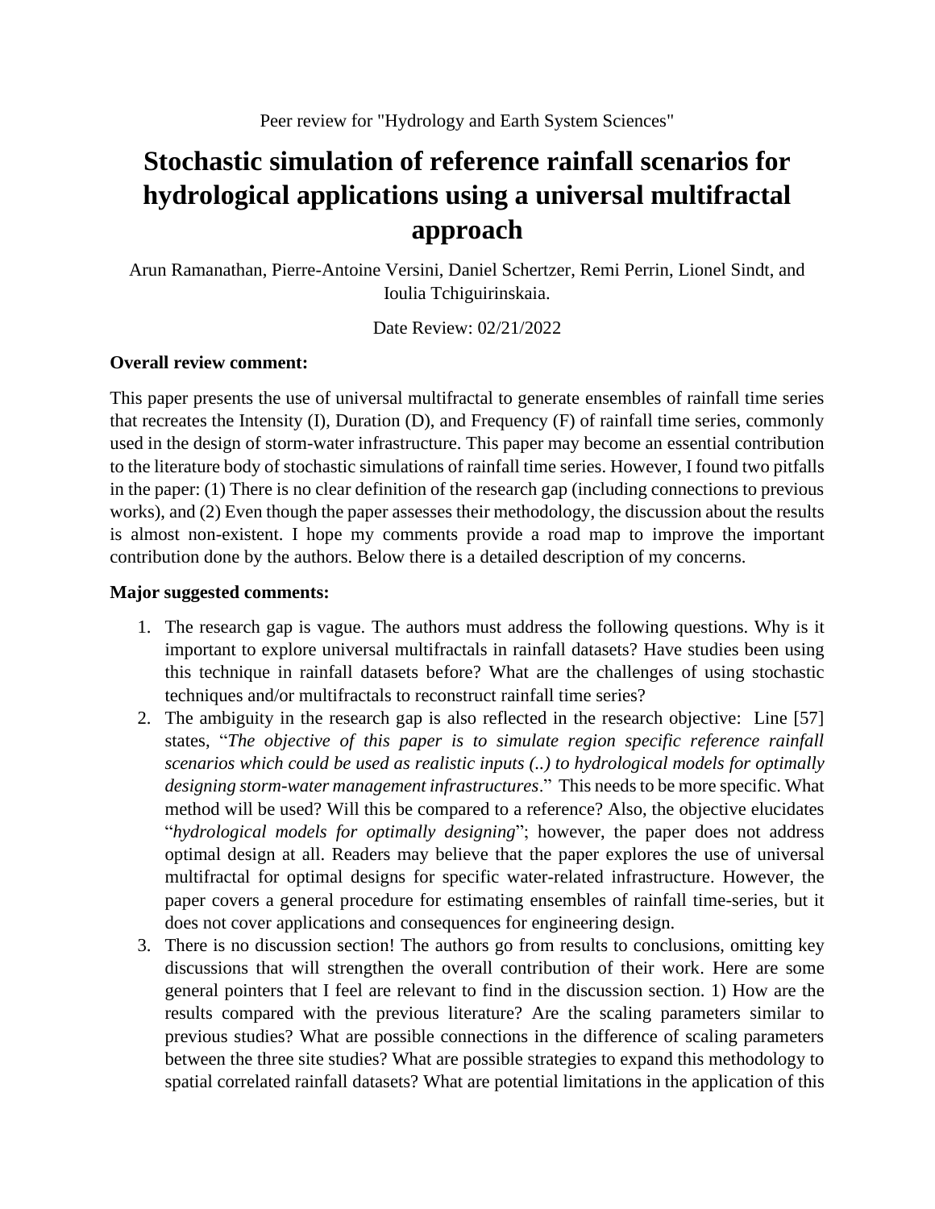Peer review for "Hydrology and Earth System Sciences"

# Stochastic simulation of reference rainfall scenarios for hydrological applications using a universal multifractal approach

Arun Ramanathan, Pierre-Antoine Versini, Daniel Schertzer, Remi Perrin, Lionel Sindt, and Ioulia Tchiguirinskaia.

Date Review: 02/21/2022

**Overall review comment:**

This paper presents the use of universal multifractal to generate ensembles of rainfall time series that recreates the Intensity (I), Duration (D), and Frequency (F) of rainfall time series, commonly used in the design of storm-water infrastructure. This paper may become an essential contribution to the literature body of stochastic simulations of rainfall time series. However, I found two pitfalls in the paper: (1) There is no clear definition of the research gap (including connections to previous works), and (2) Even though the paper assesses their methodology, the discussion about the results is almost non-existent. I hope my comments provide a road map to improve the important contribution done by the authors. Below there is a detailed description of my concerns.

**Major suggested comments:**

1. The research gap is vague. The authors must address the following questions. Why is it important to explore universal multifractals in rainfall datasets? Have studies been using this technique in rainfall datasets before? What are the challenges of using stochastic techniques and/or multifractals to reconstruct rainfall time series?
2. The ambiguity in the research gap is also reflected in the research objective: Line [57] states, "*The objective of this paper is to simulate region specific reference rainfall scenarios which could be used as realistic inputs (..) to hydrological models for optimally designing storm-water management infrastructures*." This needs to be more specific. What method will be used? Will this be compared to a reference? Also, the objective elucidates "*hydrological models for optimally designing*"; however, the paper does not address optimal design at all. Readers may believe that the paper explores the use of universal multifractal for optimal designs for specific water-related infrastructure. However, the paper covers a general procedure for estimating ensembles of rainfall time-series, but it does not cover applications and consequences for engineering design.
3. There is no discussion section! The authors go from results to conclusions, omitting key discussions that will strengthen the overall contribution of their work. Here are some general pointers that I feel are relevant to find in the discussion section. 1) How are the results compared with the previous literature? Are the scaling parameters similar to previous studies? What are possible connections in the difference of scaling parameters between the three site studies? What are possible strategies to expand this methodology to spatial correlated rainfall datasets? What are potential limitations in the application of this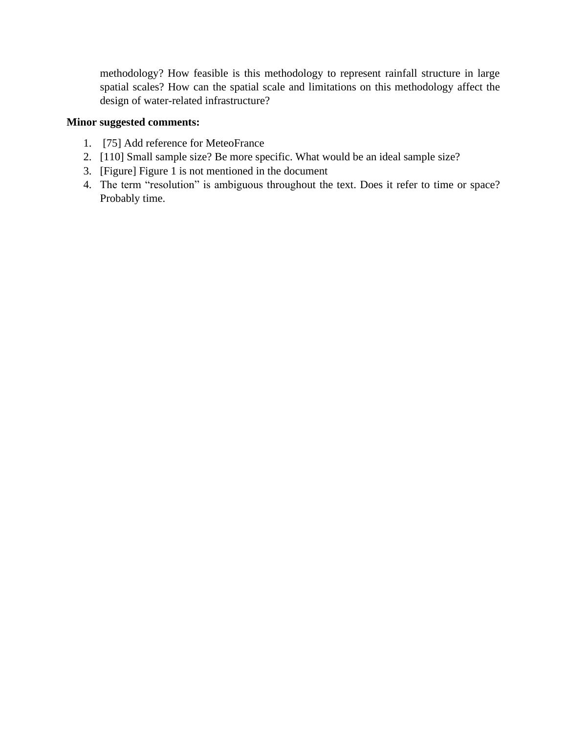methodology? How feasible is this methodology to represent rainfall structure in large spatial scales? How can the spatial scale and limitations on this methodology affect the design of water-related infrastructure?

**Minor suggested comments:**

1. [75] Add reference for MeteoFrance
2. [110] Small sample size? Be more specific. What would be an ideal sample size?
3. [Figure] Figure 1 is not mentioned in the document
4. The term "resolution" is ambiguous throughout the text. Does it refer to time or space? Probably time.